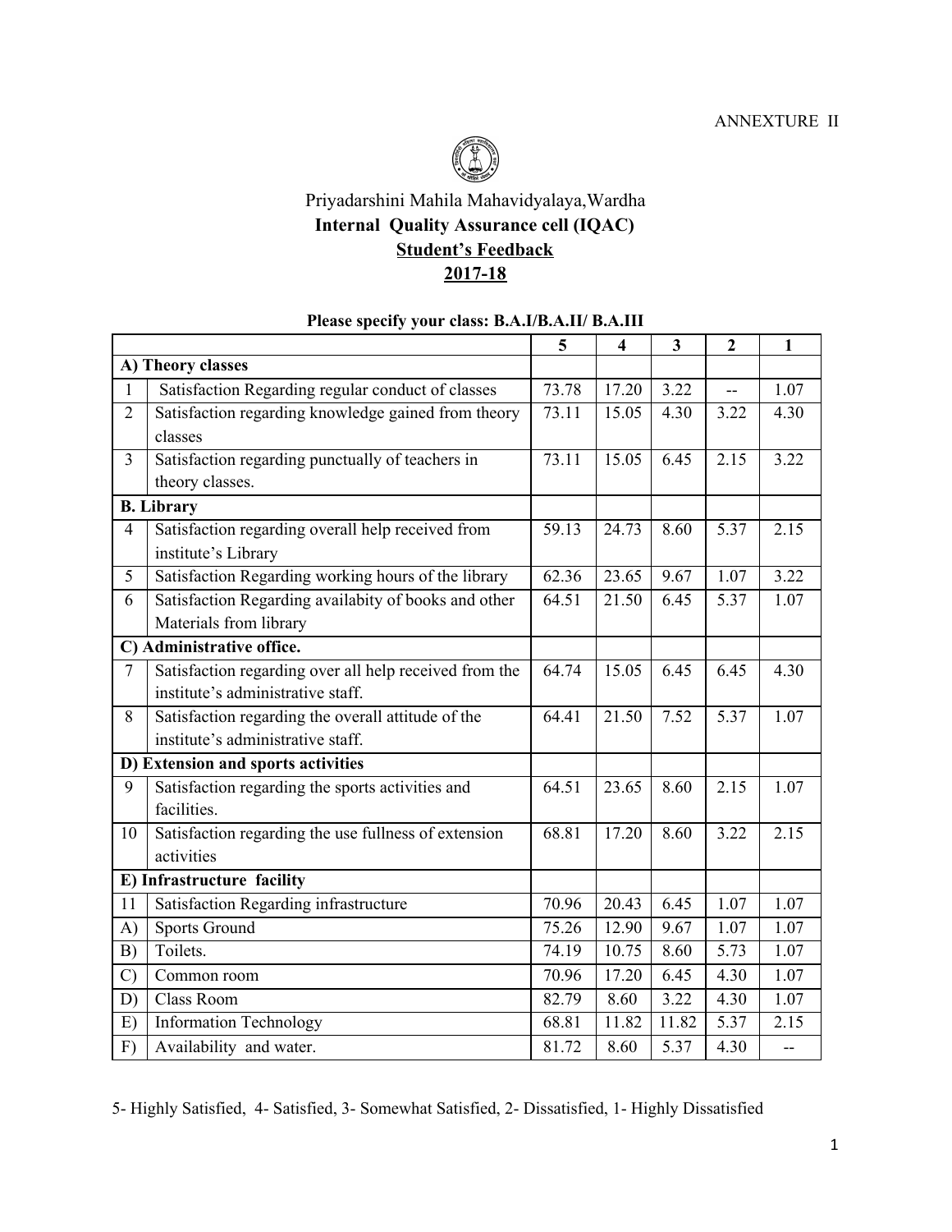ANNEXTURE II

# Priyadarshini Mahila Mahavidyalaya,Wardha

## **Internal Quality Assurance cell (IQAC)**

## **Student's Feedback**

## **2017-18**

**Please specify your class: B.A.I/B.A.II/ B.A.III**

| | | 5 | 4 | 3 | 2 | 1 |
|---|---|---|---|---|---|---|
| **A) Theory classes** | | | | | | |
| 1 | Satisfaction Regarding regular conduct of classes | 73.78 | 17.20 | 3.22 | -- | 1.07 |
| 2 | Satisfaction regarding knowledge gained from theory classes | 73.11 | 15.05 | 4.30 | 3.22 | 4.30 |
| 3 | Satisfaction regarding punctually of teachers in theory classes. | 73.11 | 15.05 | 6.45 | 2.15 | 3.22 |
| **B. Library** | | | | | | |
| 4 | Satisfaction regarding overall help received from institute's Library | 59.13 | 24.73 | 8.60 | 5.37 | 2.15 |
| 5 | Satisfaction Regarding working hours of the library | 62.36 | 23.65 | 9.67 | 1.07 | 3.22 |
| 6 | Satisfaction Regarding availabity of books and other Materials from library | 64.51 | 21.50 | 6.45 | 5.37 | 1.07 |
| **C) Administrative office.** | | | | | | |
| 7 | Satisfaction regarding over all help received from the institute's administrative staff. | 64.74 | 15.05 | 6.45 | 6.45 | 4.30 |
| 8 | Satisfaction regarding the overall attitude of the institute's administrative staff. | 64.41 | 21.50 | 7.52 | 5.37 | 1.07 |
| **D) Extension and sports activities** | | | | | | |
| 9 | Satisfaction regarding the sports activities and facilities. | 64.51 | 23.65 | 8.60 | 2.15 | 1.07 |
| 10 | Satisfaction regarding the use fullness of extension activities | 68.81 | 17.20 | 8.60 | 3.22 | 2.15 |
| **E) Infrastructure facility** | | | | | | |
| 11 | Satisfaction Regarding infrastructure | 70.96 | 20.43 | 6.45 | 1.07 | 1.07 |
| A) | Sports Ground | 75.26 | 12.90 | 9.67 | 1.07 | 1.07 |
| B) | Toilets. | 74.19 | 10.75 | 8.60 | 5.73 | 1.07 |
| C) | Common room | 70.96 | 17.20 | 6.45 | 4.30 | 1.07 |
| D) | Class Room | 82.79 | 8.60 | 3.22 | 4.30 | 1.07 |
| E) | Information Technology | 68.81 | 11.82 | 11.82 | 5.37 | 2.15 |
| F) | Availability and water. | 81.72 | 8.60 | 5.37 | 4.30 | -- |

5- Highly Satisfied, 4- Satisfied, 3- Somewhat Satisfied, 2- Dissatisfied, 1- Highly Dissatisfied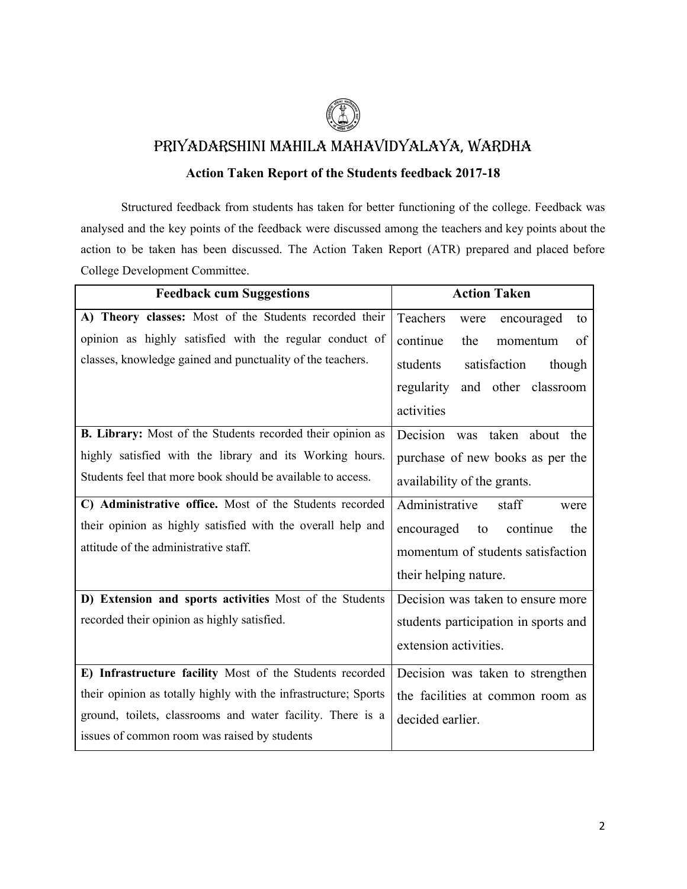# PRIYADARSHINI MAHILA MAHAVIDYALAYA, WARDHA

## Action Taken Report of the Students feedback 2017-18

Structured feedback from students has taken for better functioning of the college. Feedback was analysed and the key points of the feedback were discussed among the teachers and key points about the action to be taken has been discussed. The Action Taken Report (ATR) prepared and placed before College Development Committee.

| Feedback cum Suggestions | Action Taken |
|---|---|
| **A) Theory classes:** Most of the Students recorded their opinion as highly satisfied with the regular conduct of classes, knowledge gained and punctuality of the teachers. | Teachers were encouraged to continue the momentum of students satisfaction though regularity and other classroom activities |
| **B. Library:** Most of the Students recorded their opinion as highly satisfied with the library and its Working hours. Students feel that more book should be available to access. | Decision was taken about the purchase of new books as per the availability of the grants. |
| **C) Administrative office.** Most of the Students recorded their opinion as highly satisfied with the overall help and attitude of the administrative staff. | Administrative staff were encouraged to continue the momentum of students satisfaction their helping nature. |
| **D) Extension and sports activities** Most of the Students recorded their opinion as highly satisfied. | Decision was taken to ensure more students participation in sports and extension activities. |
| **E) Infrastructure facility** Most of the Students recorded their opinion as totally highly with the infrastructure; Sports ground, toilets, classrooms and water facility. There is a issues of common room was raised by students | Decision was taken to strengthen the facilities at common room as decided earlier. |